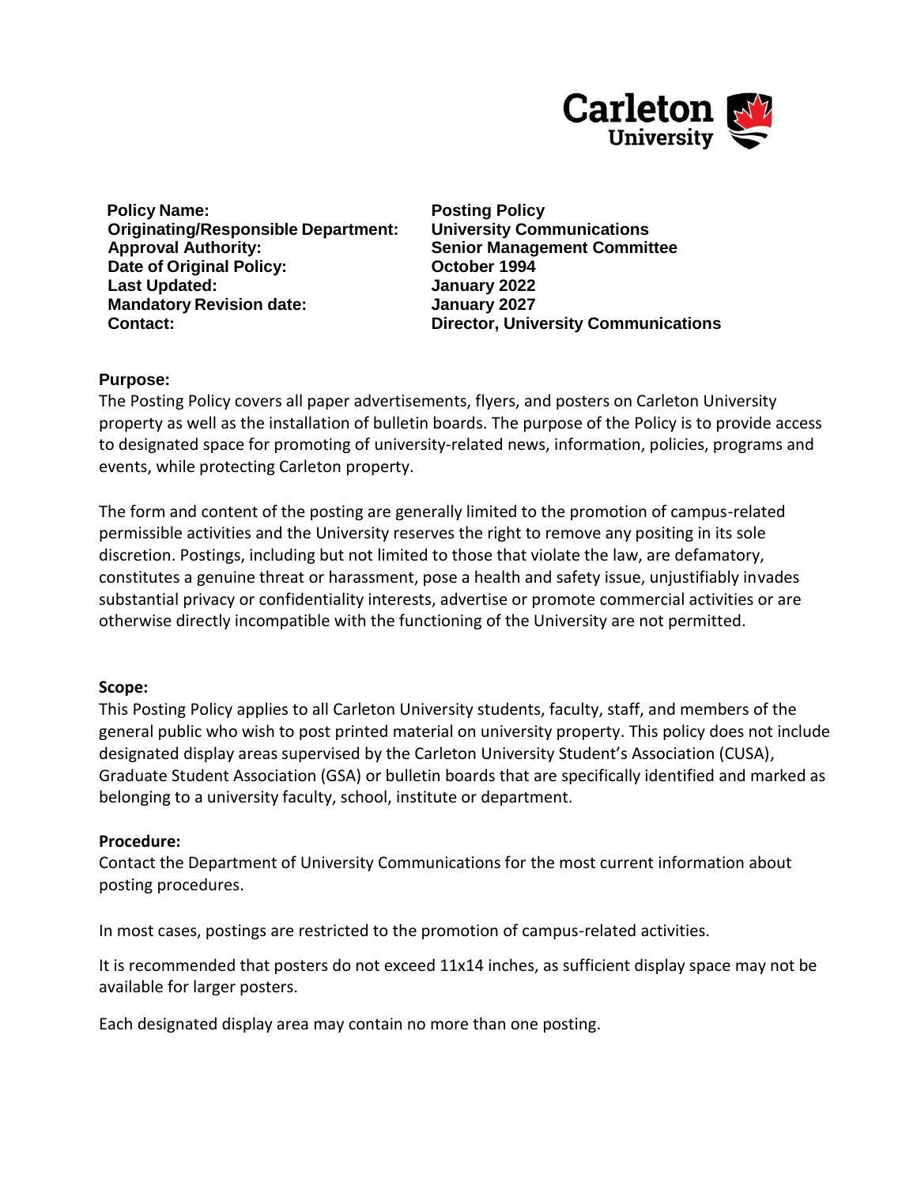Carleton University

| | |
|---|---|
| **Policy Name:** | **Posting Policy** |
| **Originating/Responsible Department:** | **University Communications** |
| **Approval Authority:** | **Senior Management Committee** |
| **Date of Original Policy:** | **October 1994** |
| **Last Updated:** | **January 2022** |
| **Mandatory Revision date:** | **January 2027** |
| **Contact:** | **Director, University Communications** |

## Purpose:

The Posting Policy covers all paper advertisements, flyers, and posters on Carleton University property as well as the installation of bulletin boards. The purpose of the Policy is to provide access to designated space for promoting of university-related news, information, policies, programs and events, while protecting Carleton property.

The form and content of the posting are generally limited to the promotion of campus-related permissible activities and the University reserves the right to remove any positing in its sole discretion. Postings, including but not limited to those that violate the law, are defamatory, constitutes a genuine threat or harassment, pose a health and safety issue, unjustifiably invades substantial privacy or confidentiality interests, advertise or promote commercial activities or are otherwise directly incompatible with the functioning of the University are not permitted.

## Scope:

This Posting Policy applies to all Carleton University students, faculty, staff, and members of the general public who wish to post printed material on university property. This policy does not include designated display areas supervised by the Carleton University Student's Association (CUSA), Graduate Student Association (GSA) or bulletin boards that are specifically identified and marked as belonging to a university faculty, school, institute or department.

## Procedure:

Contact the Department of University Communications for the most current information about posting procedures.

In most cases, postings are restricted to the promotion of campus-related activities.

It is recommended that posters do not exceed 11x14 inches, as sufficient display space may not be available for larger posters.

Each designated display area may contain no more than one posting.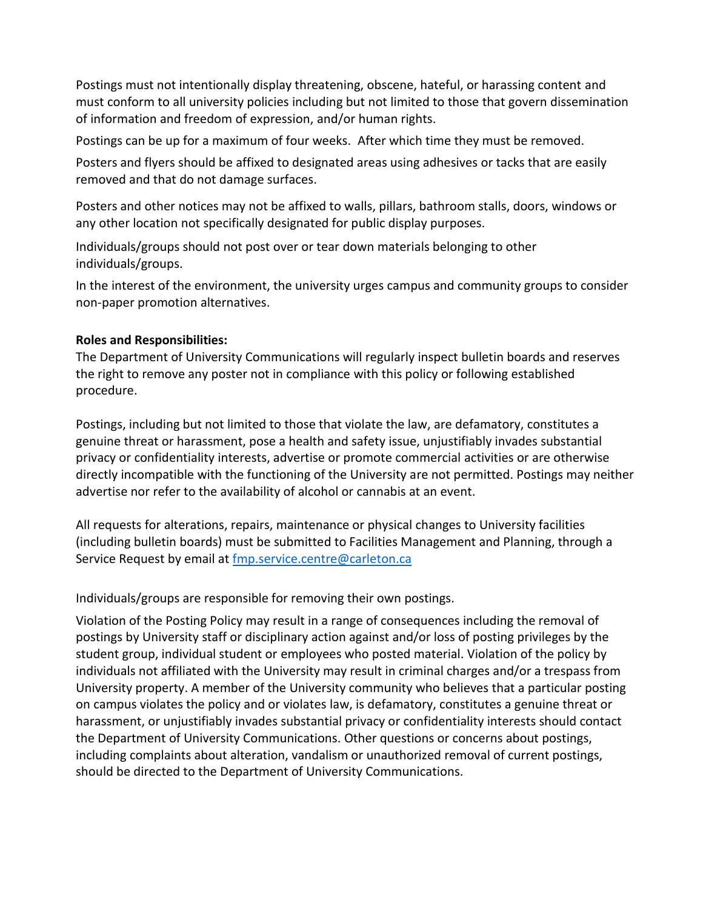Postings must not intentionally display threatening, obscene, hateful, or harassing content and must conform to all university policies including but not limited to those that govern dissemination of information and freedom of expression, and/or human rights.

Postings can be up for a maximum of four weeks. After which time they must be removed.

Posters and flyers should be affixed to designated areas using adhesives or tacks that are easily removed and that do not damage surfaces.

Posters and other notices may not be affixed to walls, pillars, bathroom stalls, doors, windows or any other location not specifically designated for public display purposes.

Individuals/groups should not post over or tear down materials belonging to other individuals/groups.

In the interest of the environment, the university urges campus and community groups to consider non-paper promotion alternatives.

**Roles and Responsibilities:**
The Department of University Communications will regularly inspect bulletin boards and reserves the right to remove any poster not in compliance with this policy or following established procedure.

Postings, including but not limited to those that violate the law, are defamatory, constitutes a genuine threat or harassment, pose a health and safety issue, unjustifiably invades substantial privacy or confidentiality interests, advertise or promote commercial activities or are otherwise directly incompatible with the functioning of the University are not permitted. Postings may neither advertise nor refer to the availability of alcohol or cannabis at an event.

All requests for alterations, repairs, maintenance or physical changes to University facilities (including bulletin boards) must be submitted to Facilities Management and Planning, through a Service Request by email at [fmp.service.centre@carleton.ca](mailto:fmp.service.centre@carleton.ca)

Individuals/groups are responsible for removing their own postings.

Violation of the Posting Policy may result in a range of consequences including the removal of postings by University staff or disciplinary action against and/or loss of posting privileges by the student group, individual student or employees who posted material. Violation of the policy by individuals not affiliated with the University may result in criminal charges and/or a trespass from University property. A member of the University community who believes that a particular posting on campus violates the policy and or violates law, is defamatory, constitutes a genuine threat or harassment, or unjustifiably invades substantial privacy or confidentiality interests should contact the Department of University Communications. Other questions or concerns about postings, including complaints about alteration, vandalism or unauthorized removal of current postings, should be directed to the Department of University Communications.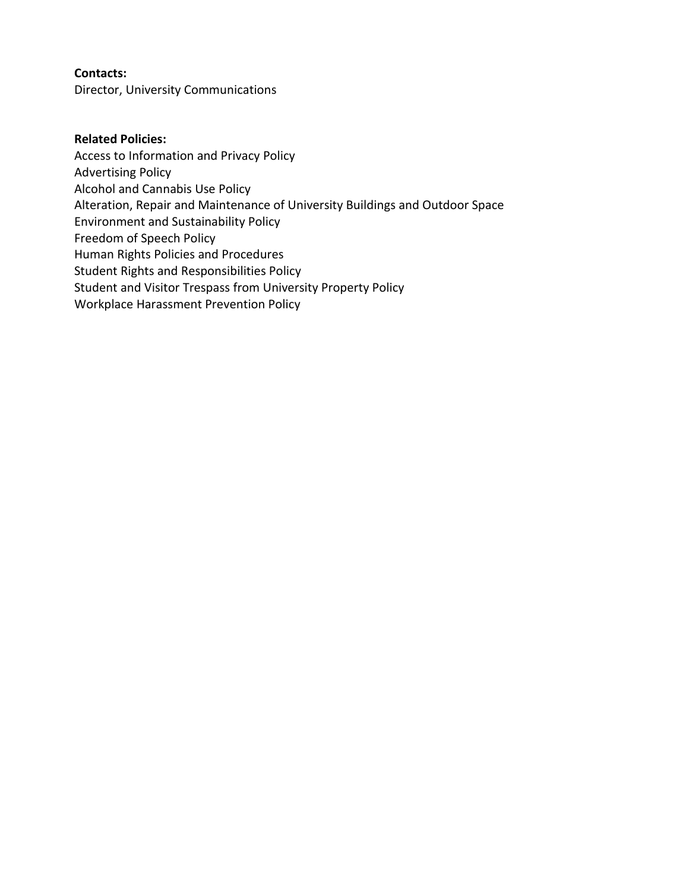**Contacts:**
Director, University Communications

**Related Policies:**
Access to Information and Privacy Policy
Advertising Policy
Alcohol and Cannabis Use Policy
Alteration, Repair and Maintenance of University Buildings and Outdoor Space
Environment and Sustainability Policy
Freedom of Speech Policy
Human Rights Policies and Procedures
Student Rights and Responsibilities Policy
Student and Visitor Trespass from University Property Policy
Workplace Harassment Prevention Policy